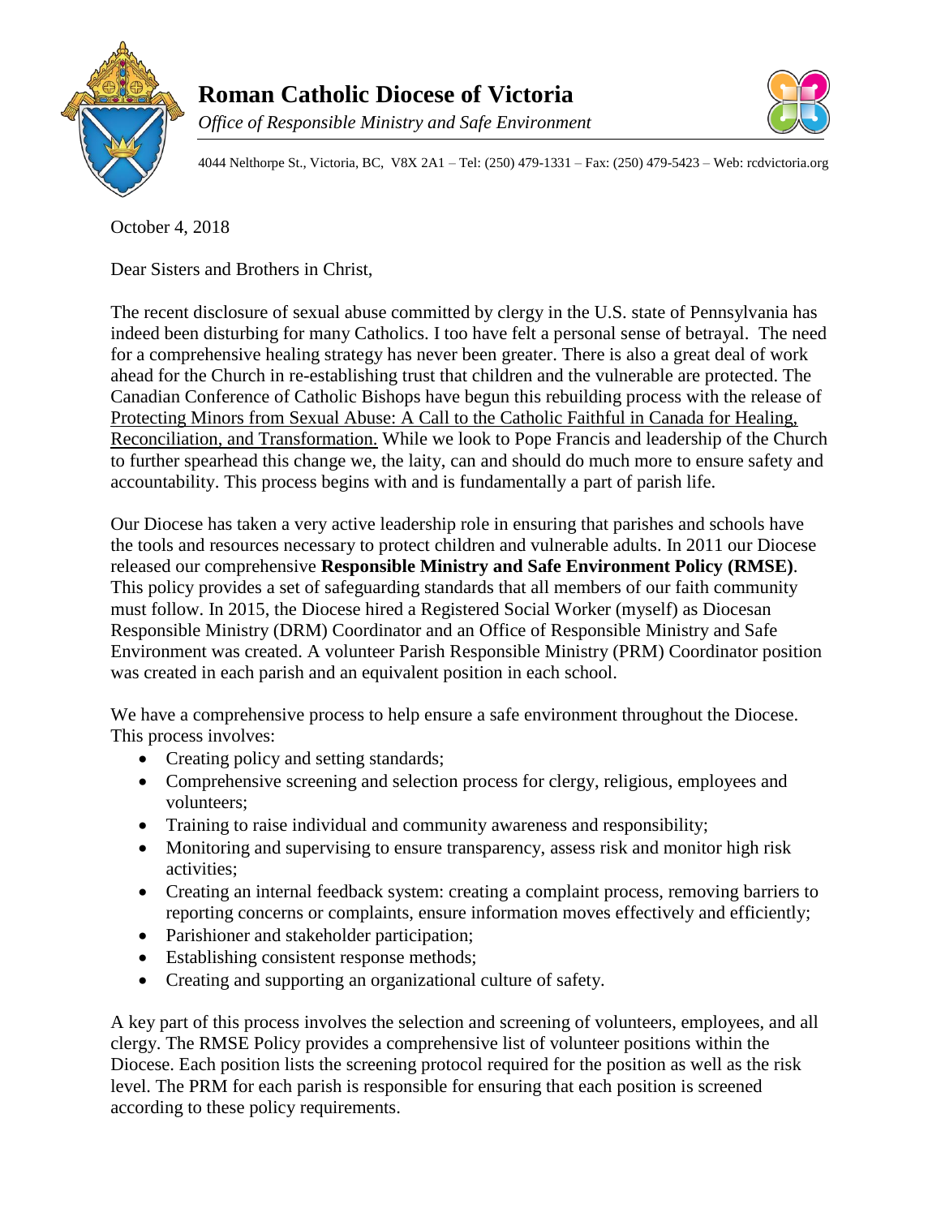# Roman Catholic Diocese of Victoria

*Office of Responsible Ministry and Safe Environment*

4044 Nelthorpe St., Victoria, BC, V8X 2A1 – Tel: (250) 479-1331 – Fax: (250) 479-5423 – Web: rcdvictoria.org

October 4, 2018

Dear Sisters and Brothers in Christ,

The recent disclosure of sexual abuse committed by clergy in the U.S. state of Pennsylvania has indeed been disturbing for many Catholics. I too have felt a personal sense of betrayal. The need for a comprehensive healing strategy has never been greater. There is also a great deal of work ahead for the Church in re-establishing trust that children and the vulnerable are protected. The Canadian Conference of Catholic Bishops have begun this rebuilding process with the release of Protecting Minors from Sexual Abuse: A Call to the Catholic Faithful in Canada for Healing, Reconciliation, and Transformation. While we look to Pope Francis and leadership of the Church to further spearhead this change we, the laity, can and should do much more to ensure safety and accountability. This process begins with and is fundamentally a part of parish life.

Our Diocese has taken a very active leadership role in ensuring that parishes and schools have the tools and resources necessary to protect children and vulnerable adults. In 2011 our Diocese released our comprehensive **Responsible Ministry and Safe Environment Policy (RMSE)**. This policy provides a set of safeguarding standards that all members of our faith community must follow. In 2015, the Diocese hired a Registered Social Worker (myself) as Diocesan Responsible Ministry (DRM) Coordinator and an Office of Responsible Ministry and Safe Environment was created. A volunteer Parish Responsible Ministry (PRM) Coordinator position was created in each parish and an equivalent position in each school.

We have a comprehensive process to help ensure a safe environment throughout the Diocese. This process involves:

- Creating policy and setting standards;
- Comprehensive screening and selection process for clergy, religious, employees and volunteers;
- Training to raise individual and community awareness and responsibility;
- Monitoring and supervising to ensure transparency, assess risk and monitor high risk activities;
- Creating an internal feedback system: creating a complaint process, removing barriers to reporting concerns or complaints, ensure information moves effectively and efficiently;
- Parishioner and stakeholder participation;
- Establishing consistent response methods;
- Creating and supporting an organizational culture of safety.

A key part of this process involves the selection and screening of volunteers, employees, and all clergy. The RMSE Policy provides a comprehensive list of volunteer positions within the Diocese. Each position lists the screening protocol required for the position as well as the risk level. The PRM for each parish is responsible for ensuring that each position is screened according to these policy requirements.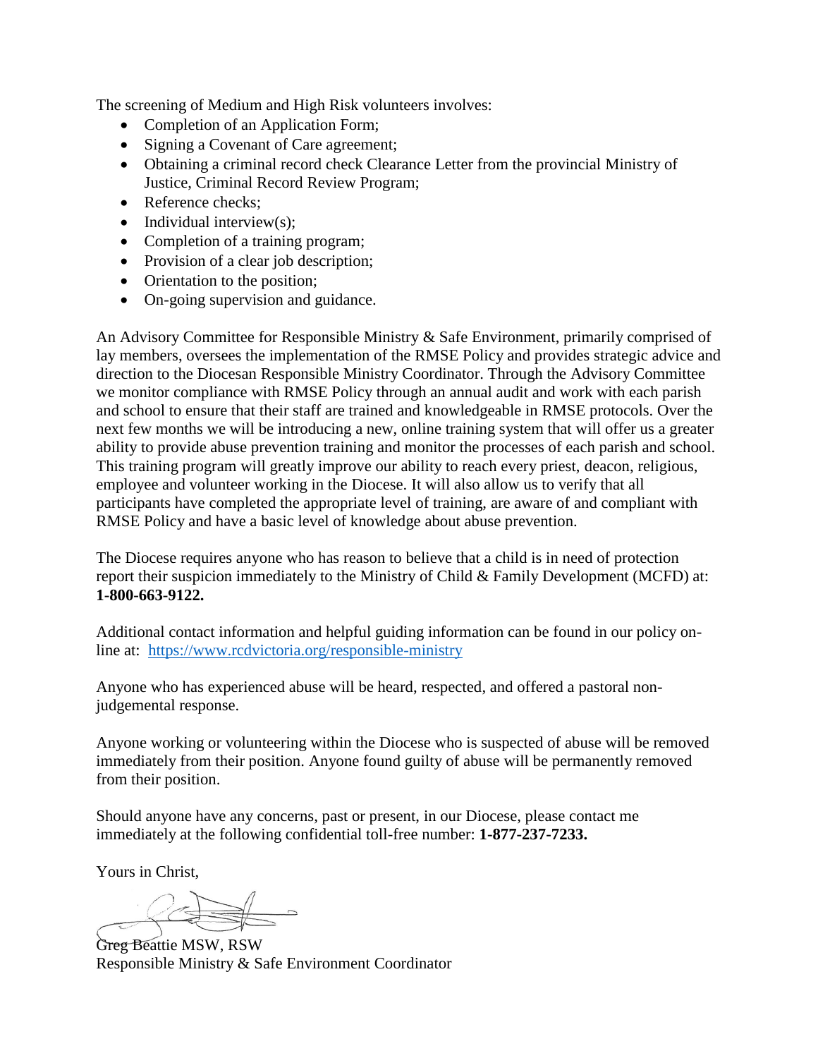The screening of Medium and High Risk volunteers involves:

- Completion of an Application Form;
- Signing a Covenant of Care agreement;
- Obtaining a criminal record check Clearance Letter from the provincial Ministry of Justice, Criminal Record Review Program;
- Reference checks;
- Individual interview(s);
- Completion of a training program;
- Provision of a clear job description;
- Orientation to the position;
- On-going supervision and guidance.

An Advisory Committee for Responsible Ministry & Safe Environment, primarily comprised of lay members, oversees the implementation of the RMSE Policy and provides strategic advice and direction to the Diocesan Responsible Ministry Coordinator. Through the Advisory Committee we monitor compliance with RMSE Policy through an annual audit and work with each parish and school to ensure that their staff are trained and knowledgeable in RMSE protocols. Over the next few months we will be introducing a new, online training system that will offer us a greater ability to provide abuse prevention training and monitor the processes of each parish and school. This training program will greatly improve our ability to reach every priest, deacon, religious, employee and volunteer working in the Diocese. It will also allow us to verify that all participants have completed the appropriate level of training, are aware of and compliant with RMSE Policy and have a basic level of knowledge about abuse prevention.

The Diocese requires anyone who has reason to believe that a child is in need of protection report their suspicion immediately to the Ministry of Child & Family Development (MCFD) at: **1-800-663-9122.**

Additional contact information and helpful guiding information can be found in our policy on-line at: [https://www.rcdvictoria.org/responsible-ministry](https://www.rcdvictoria.org/responsible-ministry)

Anyone who has experienced abuse will be heard, respected, and offered a pastoral non-judgemental response.

Anyone working or volunteering within the Diocese who is suspected of abuse will be removed immediately from their position. Anyone found guilty of abuse will be permanently removed from their position.

Should anyone have any concerns, past or present, in our Diocese, please contact me immediately at the following confidential toll-free number: **1-877-237-7233.**

Yours in Christ,

Greg Beattie MSW, RSW
Responsible Ministry & Safe Environment Coordinator